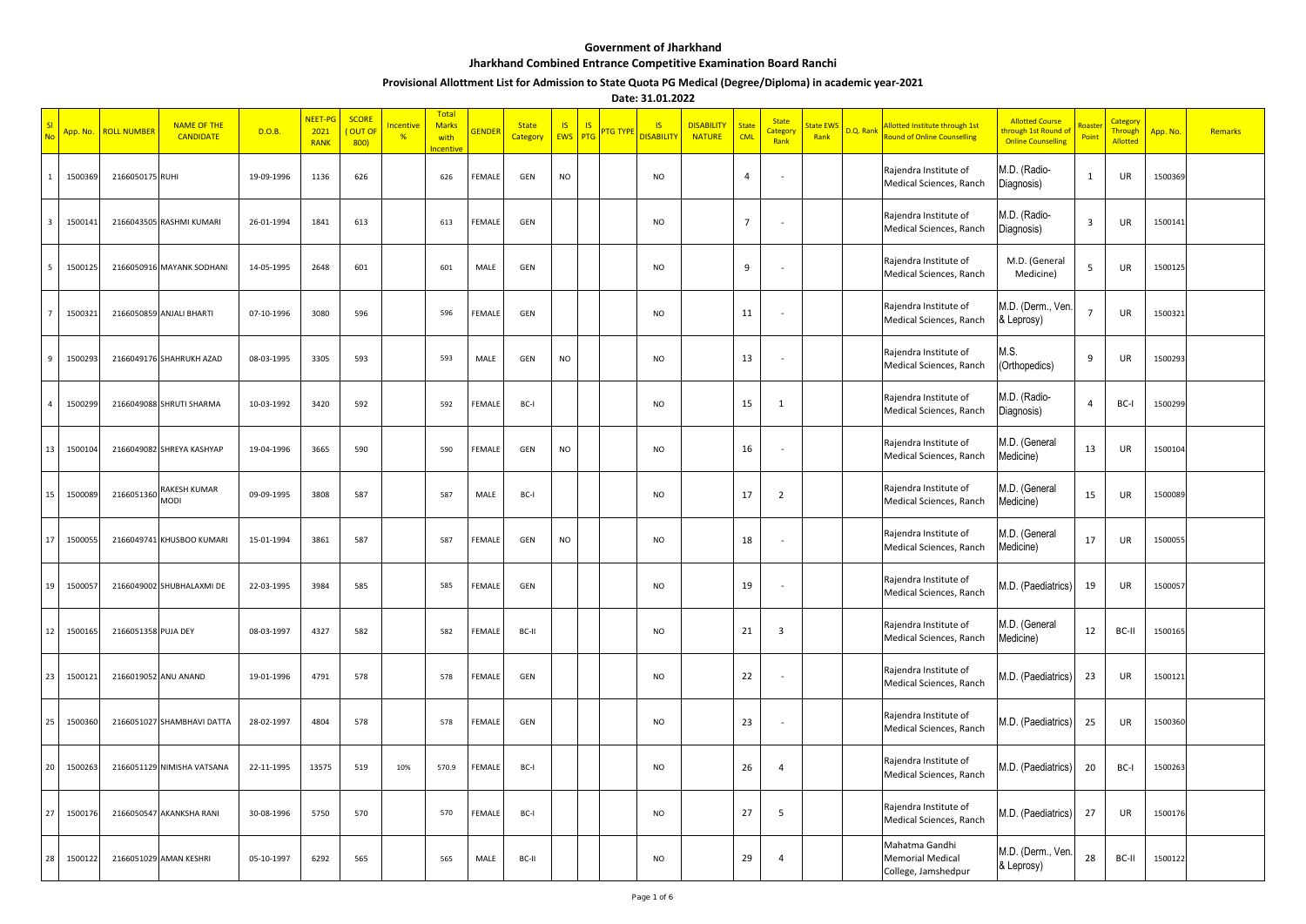# Government of Jharkhand

## Jharkhand Combined Entrance Competitive Examination Board Ranchi

### Provisional Allottment List for Admission to State Quota PG Medical (Degree/Diploma) in academic year-2021

**Date: 31.01.2022**

| Sl No | App. No. | ROLL NUMBER | NAME OF THE CANDIDATE | D.O.B. | NEET-PG 2021 RANK | SCORE ( OUT OF 800) | Incentive % | Total Marks with Incentive | GENDER | State Category | IS EWS | IS PTG | PTG TYPE | IS DISABILITY | DISABILITY NATURE | State CML | State Category Rank | State EWS Rank | D.Q. Rank | Allotted Institute through 1st Round of Online Counselling | Allotted Course through 1st Round of Online Counselling | Roaster Point | Category Through Allotted | App. No. | Remarks |
|---|---|---|---|---|---|---|---|---|---|---|---|---|---|---|---|---|---|---|---|---|---|---|---|---|---|
| 1 | 1500369 | 2166050175 | RUHI | 19-09-1996 | 1136 | 626 | | 626 | FEMALE | GEN | NO | | | NO | | 4 | - | | | Rajendra Institute of Medical Sciences, Ranch | M.D. (Radio-Diagnosis) | 1 | UR | 1500369 | |
| 3 | 1500141 | 2166043505 | RASHMI KUMARI | 26-01-1994 | 1841 | 613 | | 613 | FEMALE | GEN | | | | NO | | 7 | - | | | Rajendra Institute of Medical Sciences, Ranch | M.D. (Radio-Diagnosis) | 3 | UR | 1500141 | |
| 5 | 1500125 | 2166050916 | MAYANK SODHANI | 14-05-1995 | 2648 | 601 | | 601 | MALE | GEN | | | | NO | | 9 | - | | | Rajendra Institute of Medical Sciences, Ranch | M.D. (General Medicine) | 5 | UR | 1500125 | |
| 7 | 1500321 | 2166050859 | ANJALI BHARTI | 07-10-1996 | 3080 | 596 | | 596 | FEMALE | GEN | | | | NO | | 11 | - | | | Rajendra Institute of Medical Sciences, Ranch | M.D. (Derm., Ven. & Leprosy) | 7 | UR | 1500321 | |
| 9 | 1500293 | 2166049176 | SHAHRUKH AZAD | 08-03-1995 | 3305 | 593 | | 593 | MALE | GEN | NO | | | NO | | 13 | - | | | Rajendra Institute of Medical Sciences, Ranch | M.S. (Orthopedics) | 9 | UR | 1500293 | |
| 4 | 1500299 | 2166049088 | SHRUTI SHARMA | 10-03-1992 | 3420 | 592 | | 592 | FEMALE | BC-I | | | | NO | | 15 | 1 | | | Rajendra Institute of Medical Sciences, Ranch | M.D. (Radio-Diagnosis) | 4 | BC-I | 1500299 | |
| 13 | 1500104 | 2166049082 | SHREYA KASHYAP | 19-04-1996 | 3665 | 590 | | 590 | FEMALE | GEN | NO | | | NO | | 16 | - | | | Rajendra Institute of Medical Sciences, Ranch | M.D. (General Medicine) | 13 | UR | 1500104 | |
| 15 | 1500089 | 2166051360 | RAKESH KUMAR MODI | 09-09-1995 | 3808 | 587 | | 587 | MALE | BC-I | | | | NO | | 17 | 2 | | | Rajendra Institute of Medical Sciences, Ranch | M.D. (General Medicine) | 15 | UR | 1500089 | |
| 17 | 1500055 | 2166049741 | KHUSBOO KUMARI | 15-01-1994 | 3861 | 587 | | 587 | FEMALE | GEN | NO | | | NO | | 18 | - | | | Rajendra Institute of Medical Sciences, Ranch | M.D. (General Medicine) | 17 | UR | 1500055 | |
| 19 | 1500057 | 2166049002 | SHUBHALAXMI DE | 22-03-1995 | 3984 | 585 | | 585 | FEMALE | GEN | | | | NO | | 19 | - | | | Rajendra Institute of Medical Sciences, Ranch | M.D. (Paediatrics) | 19 | UR | 1500057 | |
| 12 | 1500165 | 2166051358 | PUJA DEY | 08-03-1997 | 4327 | 582 | | 582 | FEMALE | BC-II | | | | NO | | 21 | 3 | | | Rajendra Institute of Medical Sciences, Ranch | M.D. (General Medicine) | 12 | BC-II | 1500165 | |
| 23 | 1500121 | 2166019052 | ANU ANAND | 19-01-1996 | 4791 | 578 | | 578 | FEMALE | GEN | | | | NO | | 22 | - | | | Rajendra Institute of Medical Sciences, Ranch | M.D. (Paediatrics) | 23 | UR | 1500121 | |
| 25 | 1500360 | 2166051027 | SHAMBHAVI DATTA | 28-02-1997 | 4804 | 578 | | 578 | FEMALE | GEN | | | | NO | | 23 | - | | | Rajendra Institute of Medical Sciences, Ranch | M.D. (Paediatrics) | 25 | UR | 1500360 | |
| 20 | 1500263 | 2166051129 | NIMISHA VATSANA | 22-11-1995 | 13575 | 519 | 10% | 570.9 | FEMALE | BC-I | | | | NO | | 26 | 4 | | | Rajendra Institute of Medical Sciences, Ranch | M.D. (Paediatrics) | 20 | BC-I | 1500263 | |
| 27 | 1500176 | 2166050547 | AKANKSHA RANI | 30-08-1996 | 5750 | 570 | | 570 | FEMALE | BC-I | | | | NO | | 27 | 5 | | | Rajendra Institute of Medical Sciences, Ranch | M.D. (Paediatrics) | 27 | UR | 1500176 | |
| 28 | 1500122 | 2166051029 | AMAN KESHRI | 05-10-1997 | 6292 | 565 | | 565 | MALE | BC-II | | | | NO | | 29 | 4 | | | Mahatma Gandhi Memorial Medical College, Jamshedpur | M.D. (Derm., Ven. & Leprosy) | 28 | BC-II | 1500122 | |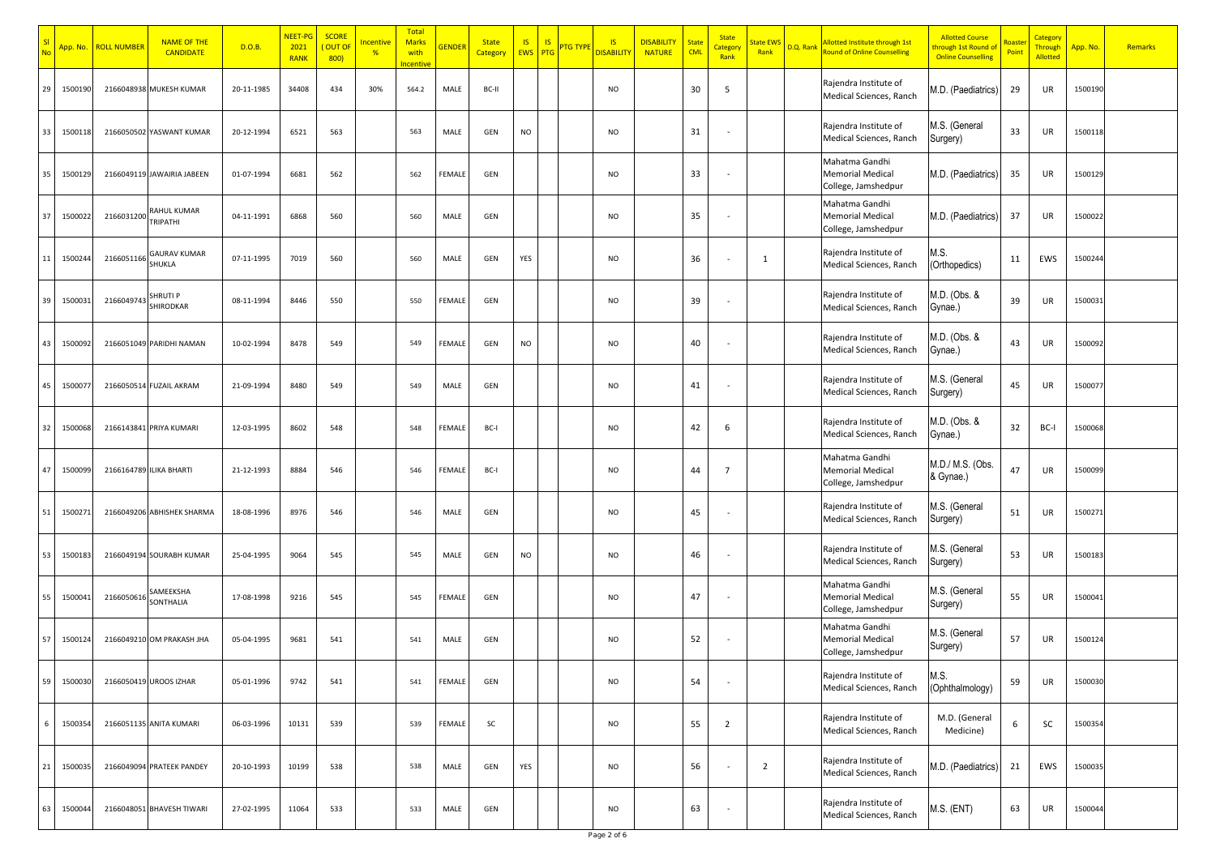| Sl No | App. No. | ROLL NUMBER | NAME OF THE CANDIDATE | D.O.B. | NEET-PG 2021 RANK | SCORE ( OUT OF 800) | Incentive % | Total Marks with Incentive | GENDER | State Category | IS EWS | IS PTG | PTG TYPE | IS DISABILITY | DISABILITY NATURE | State CML | State Category Rank | State EWS Rank | D.Q. Rank | Allotted Institute through 1st Round of Online Counselling | Allotted Course through 1st Round of Online Counselling | Roaster Point | Category Through Allotted | App. No. | Remarks |
|---|---|---|---|---|---|---|---|---|---|---|---|---|---|---|---|---|---|---|---|---|---|---|---|---|---|
| 29 | 1500190 | 2166048938 | MUKESH KUMAR | 20-11-1985 | 34408 | 434 | 30% | 564.2 | MALE | BC-II | | | | NO | | 30 | 5 | | | Rajendra Institute of Medical Sciences, Ranch | M.D. (Paediatrics) | 29 | UR | 1500190 | |
| 33 | 1500118 | 2166050502 | YASWANT KUMAR | 20-12-1994 | 6521 | 563 | | 563 | MALE | GEN | NO | | | NO | | 31 | - | | | Rajendra Institute of Medical Sciences, Ranch | M.S. (General Surgery) | 33 | UR | 1500118 | |
| 35 | 1500129 | 2166049119 | JAWAIRIA JABEEN | 01-07-1994 | 6681 | 562 | | 562 | FEMALE | GEN | | | | NO | | 33 | - | | | Mahatma Gandhi Memorial Medical College, Jamshedpur | M.D. (Paediatrics) | 35 | UR | 1500129 | |
| 37 | 1500022 | 2166031200 | RAHUL KUMAR TRIPATHI | 04-11-1991 | 6868 | 560 | | 560 | MALE | GEN | | | | NO | | 35 | - | | | Mahatma Gandhi Memorial Medical College, Jamshedpur | M.D. (Paediatrics) | 37 | UR | 1500022 | |
| 11 | 1500244 | 2166051166 | GAURAV KUMAR SHUKLA | 07-11-1995 | 7019 | 560 | | 560 | MALE | GEN | YES | | | NO | | 36 | - | 1 | | Rajendra Institute of Medical Sciences, Ranch | M.S. (Orthopedics) | 11 | EWS | 1500244 | |
| 39 | 1500031 | 2166049743 | SHRUTI P SHIRODKAR | 08-11-1994 | 8446 | 550 | | 550 | FEMALE | GEN | | | | NO | | 39 | - | | | Rajendra Institute of Medical Sciences, Ranch | M.D. (Obs. & Gynae.) | 39 | UR | 1500031 | |
| 43 | 1500092 | 2166051049 | PARIDHI NAMAN | 10-02-1994 | 8478 | 549 | | 549 | FEMALE | GEN | NO | | | NO | | 40 | - | | | Rajendra Institute of Medical Sciences, Ranch | M.D. (Obs. & Gynae.) | 43 | UR | 1500092 | |
| 45 | 1500077 | 2166050514 | FUZAIL AKRAM | 21-09-1994 | 8480 | 549 | | 549 | MALE | GEN | | | | NO | | 41 | - | | | Rajendra Institute of Medical Sciences, Ranch | M.S. (General Surgery) | 45 | UR | 1500077 | |
| 32 | 1500068 | 2166143841 | PRIYA KUMARI | 12-03-1995 | 8602 | 548 | | 548 | FEMALE | BC-I | | | | NO | | 42 | 6 | | | Rajendra Institute of Medical Sciences, Ranch | M.D. (Obs. & Gynae.) | 32 | BC-I | 1500068 | |
| 47 | 1500099 | 2166164789 | ILIKA BHARTI | 21-12-1993 | 8884 | 546 | | 546 | FEMALE | BC-I | | | | NO | | 44 | 7 | | | Mahatma Gandhi Memorial Medical College, Jamshedpur | M.D./ M.S. (Obs. & Gynae.) | 47 | UR | 1500099 | |
| 51 | 1500271 | 2166049206 | ABHISHEK SHARMA | 18-08-1996 | 8976 | 546 | | 546 | MALE | GEN | | | | NO | | 45 | - | | | Rajendra Institute of Medical Sciences, Ranch | M.S. (General Surgery) | 51 | UR | 1500271 | |
| 53 | 1500183 | 2166049194 | SOURABH KUMAR | 25-04-1995 | 9064 | 545 | | 545 | MALE | GEN | NO | | | NO | | 46 | - | | | Rajendra Institute of Medical Sciences, Ranch | M.S. (General Surgery) | 53 | UR | 1500183 | |
| 55 | 1500041 | 2166050616 | SAMEEKSHA SONTHALIA | 17-08-1998 | 9216 | 545 | | 545 | FEMALE | GEN | | | | NO | | 47 | - | | | Mahatma Gandhi Memorial Medical College, Jamshedpur | M.S. (General Surgery) | 55 | UR | 1500041 | |
| 57 | 1500124 | 2166049210 | OM PRAKASH JHA | 05-04-1995 | 9681 | 541 | | 541 | MALE | GEN | | | | NO | | 52 | - | | | Mahatma Gandhi Memorial Medical College, Jamshedpur | M.S. (General Surgery) | 57 | UR | 1500124 | |
| 59 | 1500030 | 2166050419 | UROOS IZHAR | 05-01-1996 | 9742 | 541 | | 541 | FEMALE | GEN | | | | NO | | 54 | - | | | Rajendra Institute of Medical Sciences, Ranch | M.S. (Ophthalmology) | 59 | UR | 1500030 | |
| 6 | 1500354 | 2166051135 | ANITA KUMARI | 06-03-1996 | 10131 | 539 | | 539 | FEMALE | SC | | | | NO | | 55 | 2 | | | Rajendra Institute of Medical Sciences, Ranch | M.D. (General Medicine) | 6 | SC | 1500354 | |
| 21 | 1500035 | 2166049094 | PRATEEK PANDEY | 20-10-1993 | 10199 | 538 | | 538 | MALE | GEN | YES | | | NO | | 56 | - | 2 | | Rajendra Institute of Medical Sciences, Ranch | M.D. (Paediatrics) | 21 | EWS | 1500035 | |
| 63 | 1500044 | 2166048051 | BHAVESH TIWARI | 27-02-1995 | 11064 | 533 | | 533 | MALE | GEN | | | | NO | | 63 | - | | | Rajendra Institute of Medical Sciences, Ranch | M.S. (ENT) | 63 | UR | 1500044 | |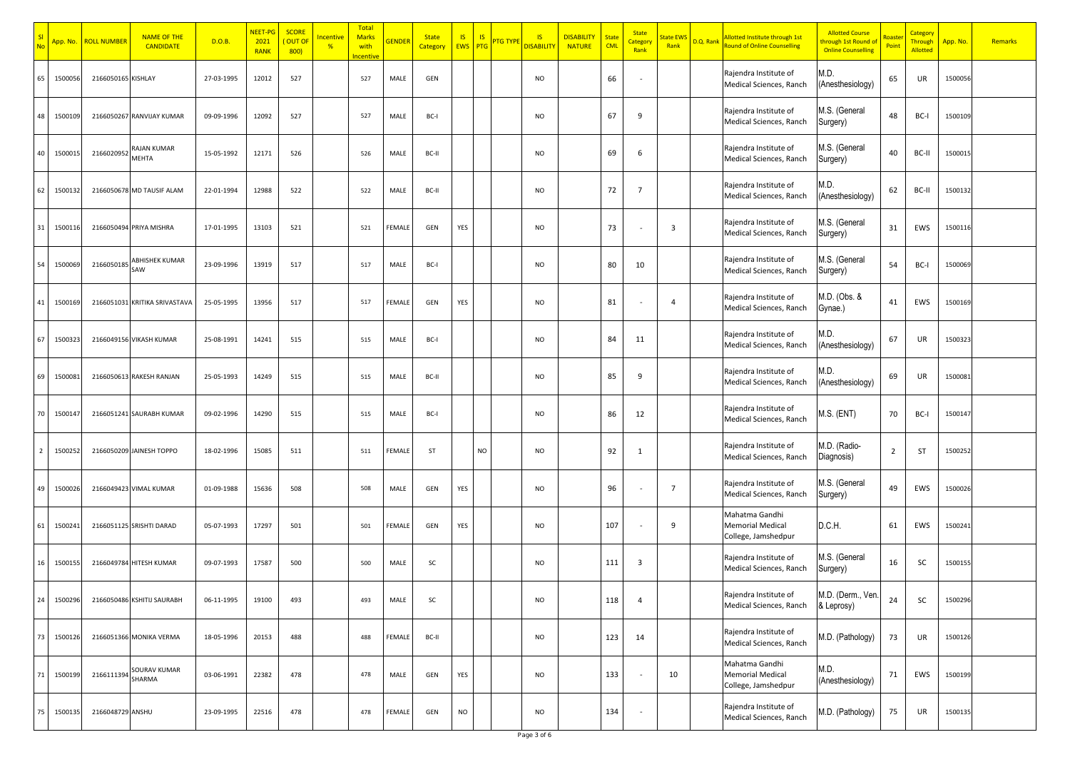| Sl No | App. No. | ROLL NUMBER | NAME OF THE CANDIDATE | D.O.B. | NEET-PG 2021 RANK | SCORE ( OUT OF 800) | Incentive % | Total Marks with Incentive | GENDER | State Category | IS EWS | IS PTG | PTG TYPE | IS DISABILITY | DISABILITY NATURE | State CML | State Category Rank | State EWS Rank | D.Q. Rank | Allotted Institute through 1st Round of Online Counselling | Allotted Course through 1st Round of Online Counselling | Roaster Point | Category Through Allotted | App. No. | Remarks |
|---|---|---|---|---|---|---|---|---|---|---|---|---|---|---|---|---|---|---|---|---|---|---|---|---|---|
| 65 | 1500056 | 2166050165 | KISHLAY | 27-03-1995 | 12012 | 527 | | 527 | MALE | GEN | | | | NO | | 66 | - | | | Rajendra Institute of Medical Sciences, Ranch | M.D. (Anesthesiology) | 65 | UR | 1500056 | |
| 48 | 1500109 | 2166050267 | RANVIJAY KUMAR | 09-09-1996 | 12092 | 527 | | 527 | MALE | BC-I | | | | NO | | 67 | 9 | | | Rajendra Institute of Medical Sciences, Ranch | M.S. (General Surgery) | 48 | BC-I | 1500109 | |
| 40 | 1500015 | 2166020952 | RAJAN KUMAR MEHTA | 15-05-1992 | 12171 | 526 | | 526 | MALE | BC-II | | | | NO | | 69 | 6 | | | Rajendra Institute of Medical Sciences, Ranch | M.S. (General Surgery) | 40 | BC-II | 1500015 | |
| 62 | 1500132 | 2166050678 | MD TAUSIF ALAM | 22-01-1994 | 12988 | 522 | | 522 | MALE | BC-II | | | | NO | | 72 | 7 | | | Rajendra Institute of Medical Sciences, Ranch | M.D. (Anesthesiology) | 62 | BC-II | 1500132 | |
| 31 | 1500116 | 2166050494 | PRIYA MISHRA | 17-01-1995 | 13103 | 521 | | 521 | FEMALE | GEN | YES | | | NO | | 73 | - | 3 | | Rajendra Institute of Medical Sciences, Ranch | M.S. (General Surgery) | 31 | EWS | 1500116 | |
| 54 | 1500069 | 2166050185 | ABHISHEK KUMAR SAW | 23-09-1996 | 13919 | 517 | | 517 | MALE | BC-I | | | | NO | | 80 | 10 | | | Rajendra Institute of Medical Sciences, Ranch | M.S. (General Surgery) | 54 | BC-I | 1500069 | |
| 41 | 1500169 | 2166051031 | KRITIKA SRIVASTAVA | 25-05-1995 | 13956 | 517 | | 517 | FEMALE | GEN | YES | | | NO | | 81 | - | 4 | | Rajendra Institute of Medical Sciences, Ranch | M.D. (Obs. & Gynae.) | 41 | EWS | 1500169 | |
| 67 | 1500323 | 2166049156 | VIKASH KUMAR | 25-08-1991 | 14241 | 515 | | 515 | MALE | BC-I | | | | NO | | 84 | 11 | | | Rajendra Institute of Medical Sciences, Ranch | M.D. (Anesthesiology) | 67 | UR | 1500323 | |
| 69 | 1500081 | 2166050613 | RAKESH RANJAN | 25-05-1993 | 14249 | 515 | | 515 | MALE | BC-II | | | | NO | | 85 | 9 | | | Rajendra Institute of Medical Sciences, Ranch | M.D. (Anesthesiology) | 69 | UR | 1500081 | |
| 70 | 1500147 | 2166051241 | SAURABH KUMAR | 09-02-1996 | 14290 | 515 | | 515 | MALE | BC-I | | | | NO | | 86 | 12 | | | Rajendra Institute of Medical Sciences, Ranch | M.S. (ENT) | 70 | BC-I | 1500147 | |
| 2 | 1500252 | 2166050209 | JAINESH TOPPO | 18-02-1996 | 15085 | 511 | | 511 | FEMALE | ST | | NO | | NO | | 92 | 1 | | | Rajendra Institute of Medical Sciences, Ranch | M.D. (Radio-Diagnosis) | 2 | ST | 1500252 | |
| 49 | 1500026 | 2166049423 | VIMAL KUMAR | 01-09-1988 | 15636 | 508 | | 508 | MALE | GEN | YES | | | NO | | 96 | - | 7 | | Rajendra Institute of Medical Sciences, Ranch | M.S. (General Surgery) | 49 | EWS | 1500026 | |
| 61 | 1500241 | 2166051125 | SRISHTI DARAD | 05-07-1993 | 17297 | 501 | | 501 | FEMALE | GEN | YES | | | NO | | 107 | - | 9 | | Mahatma Gandhi Memorial Medical College, Jamshedpur | D.C.H. | 61 | EWS | 1500241 | |
| 16 | 1500155 | 2166049784 | HITESH KUMAR | 09-07-1993 | 17587 | 500 | | 500 | MALE | SC | | | | NO | | 111 | 3 | | | Rajendra Institute of Medical Sciences, Ranch | M.S. (General Surgery) | 16 | SC | 1500155 | |
| 24 | 1500296 | 2166050486 | KSHITIJ SAURABH | 06-11-1995 | 19100 | 493 | | 493 | MALE | SC | | | | NO | | 118 | 4 | | | Rajendra Institute of Medical Sciences, Ranch | M.D. (Derm., Ven. & Leprosy) | 24 | SC | 1500296 | |
| 73 | 1500126 | 2166051366 | MONIKA VERMA | 18-05-1996 | 20153 | 488 | | 488 | FEMALE | BC-II | | | | NO | | 123 | 14 | | | Rajendra Institute of Medical Sciences, Ranch | M.D. (Pathology) | 73 | UR | 1500126 | |
| 71 | 1500199 | 2166111394 | SOURAV KUMAR SHARMA | 03-06-1991 | 22382 | 478 | | 478 | MALE | GEN | YES | | | NO | | 133 | - | 10 | | Mahatma Gandhi Memorial Medical College, Jamshedpur | M.D. (Anesthesiology) | 71 | EWS | 1500199 | |
| 75 | 1500135 | 2166048729 | ANSHU | 23-09-1995 | 22516 | 478 | | 478 | FEMALE | GEN | NO | | | NO | | 134 | - | | | Rajendra Institute of Medical Sciences, Ranch | M.D. (Pathology) | 75 | UR | 1500135 | |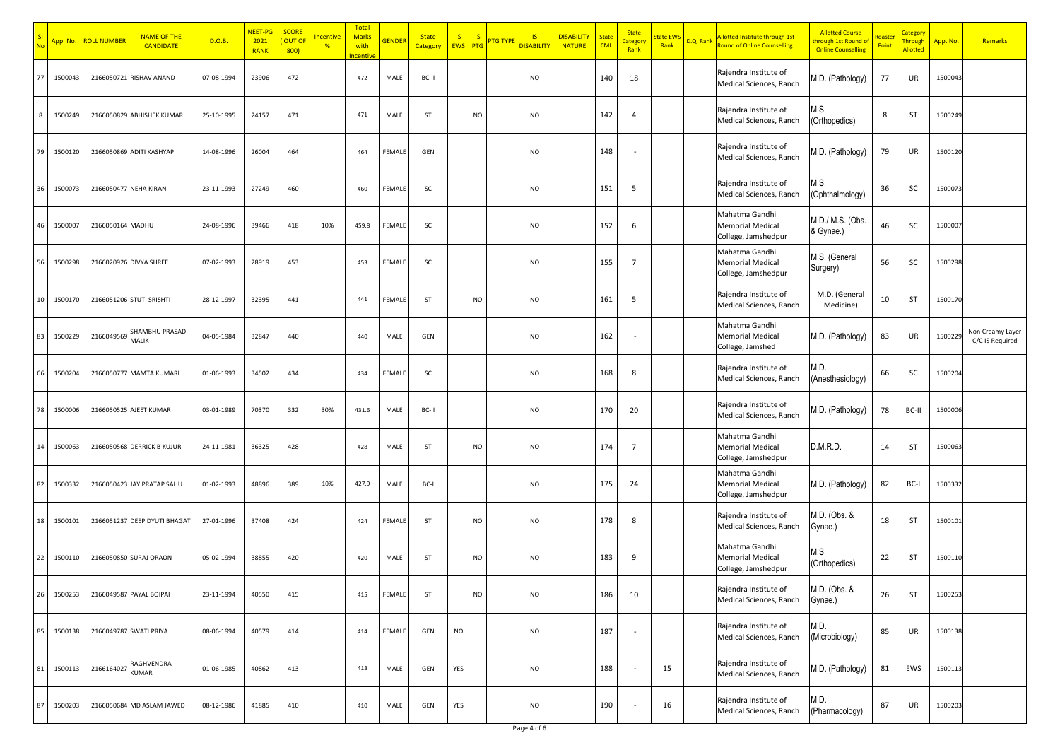| Sl No | App. No. | ROLL NUMBER | NAME OF THE CANDIDATE | D.O.B. | NEET-PG 2021 RANK | SCORE ( OUT OF 800) | Incentive % | Total Marks with Incentive | GENDER | State Category | IS EWS | IS PTG | PTG TYPE | IS DISABILITY | DISABILITY NATURE | State CML | State Category Rank | State EWS Rank | D.Q. Rank | Allotted Institute through 1st Round of Online Counselling | Allotted Course through 1st Round of Online Counselling | Roaster Point | Category Through Allotted | App. No. | Remarks |
|---|---|---|---|---|---|---|---|---|---|---|---|---|---|---|---|---|---|---|---|---|---|---|---|---|---|
| 77 | 1500043 | 2166050721 | RISHAV ANAND | 07-08-1994 | 23906 | 472 | | 472 | MALE | BC-II | | | | NO | | 140 | 18 | | | Rajendra Institute of Medical Sciences, Ranch | M.D. (Pathology) | 77 | UR | 1500043 | |
| 8 | 1500249 | 2166050829 | ABHISHEK KUMAR | 25-10-1995 | 24157 | 471 | | 471 | MALE | ST | | NO | | NO | | 142 | 4 | | | Rajendra Institute of Medical Sciences, Ranch | M.S. (Orthopedics) | 8 | ST | 1500249 | |
| 79 | 1500120 | 2166050869 | ADITI KASHYAP | 14-08-1996 | 26004 | 464 | | 464 | FEMALE | GEN | | | | NO | | 148 | - | | | Rajendra Institute of Medical Sciences, Ranch | M.D. (Pathology) | 79 | UR | 1500120 | |
| 36 | 1500073 | 2166050477 | NEHA KIRAN | 23-11-1993 | 27249 | 460 | | 460 | FEMALE | SC | | | | NO | | 151 | 5 | | | Rajendra Institute of Medical Sciences, Ranch | M.S. (Ophthalmology) | 36 | SC | 1500073 | |
| 46 | 1500007 | 2166050164 | MADHU | 24-08-1996 | 39466 | 418 | 10% | 459.8 | FEMALE | SC | | | | NO | | 152 | 6 | | | Mahatma Gandhi Memorial Medical College, Jamshedpur | M.D./ M.S. (Obs. & Gynae.) | 46 | SC | 1500007 | |
| 56 | 1500298 | 2166020926 | DIVYA SHREE | 07-02-1993 | 28919 | 453 | | 453 | FEMALE | SC | | | | NO | | 155 | 7 | | | Mahatma Gandhi Memorial Medical College, Jamshedpur | M.S. (General Surgery) | 56 | SC | 1500298 | |
| 10 | 1500170 | 2166051206 | STUTI SRISHTI | 28-12-1997 | 32395 | 441 | | 441 | FEMALE | ST | | NO | | NO | | 161 | 5 | | | Rajendra Institute of Medical Sciences, Ranch | M.D. (General Medicine) | 10 | ST | 1500170 | |
| 83 | 1500229 | 2166049569 | SHAMBHU PRASAD MALIK | 04-05-1984 | 32847 | 440 | | 440 | MALE | GEN | | | | NO | | 162 | - | | | Mahatma Gandhi Memorial Medical College, Jamshed | M.D. (Pathology) | 83 | UR | 1500229 | Non Creamy Layer C/C IS Required |
| 66 | 1500204 | 2166050777 | MAMTA KUMARI | 01-06-1993 | 34502 | 434 | | 434 | FEMALE | SC | | | | NO | | 168 | 8 | | | Rajendra Institute of Medical Sciences, Ranch | M.D. (Anesthesiology) | 66 | SC | 1500204 | |
| 78 | 1500006 | 2166050525 | AJEET KUMAR | 03-01-1989 | 70370 | 332 | 30% | 431.6 | MALE | BC-II | | | | NO | | 170 | 20 | | | Rajendra Institute of Medical Sciences, Ranch | M.D. (Pathology) | 78 | BC-II | 1500006 | |
| 14 | 1500063 | 2166050568 | DERRICK B KUJUR | 24-11-1981 | 36325 | 428 | | 428 | MALE | ST | | NO | | NO | | 174 | 7 | | | Mahatma Gandhi Memorial Medical College, Jamshedpur | D.M.R.D. | 14 | ST | 1500063 | |
| 82 | 1500332 | 2166050423 | JAY PRATAP SAHU | 01-02-1993 | 48896 | 389 | 10% | 427.9 | MALE | BC-I | | | | NO | | 175 | 24 | | | Mahatma Gandhi Memorial Medical College, Jamshedpur | M.D. (Pathology) | 82 | BC-I | 1500332 | |
| 18 | 1500101 | 2166051237 | DEEP DYUTI BHAGAT | 27-01-1996 | 37408 | 424 | | 424 | FEMALE | ST | | NO | | NO | | 178 | 8 | | | Rajendra Institute of Medical Sciences, Ranch | M.D. (Obs. & Gynae.) | 18 | ST | 1500101 | |
| 22 | 1500110 | 2166050850 | SURAJ ORAON | 05-02-1994 | 38855 | 420 | | 420 | MALE | ST | | NO | | NO | | 183 | 9 | | | Mahatma Gandhi Memorial Medical College, Jamshedpur | M.S. (Orthopedics) | 22 | ST | 1500110 | |
| 26 | 1500253 | 2166049587 | PAYAL BOIPAI | 23-11-1994 | 40550 | 415 | | 415 | FEMALE | ST | | NO | | NO | | 186 | 10 | | | Rajendra Institute of Medical Sciences, Ranch | M.D. (Obs. & Gynae.) | 26 | ST | 1500253 | |
| 85 | 1500138 | 2166049787 | SWATI PRIYA | 08-06-1994 | 40579 | 414 | | 414 | FEMALE | GEN | NO | | | NO | | 187 | - | | | Rajendra Institute of Medical Sciences, Ranch | M.D. (Microbiology) | 85 | UR | 1500138 | |
| 81 | 1500113 | 2166164027 | RAGHVENDRA KUMAR | 01-06-1985 | 40862 | 413 | | 413 | MALE | GEN | YES | | | NO | | 188 | - | 15 | | Rajendra Institute of Medical Sciences, Ranch | M.D. (Pathology) | 81 | EWS | 1500113 | |
| 87 | 1500203 | 2166050684 | MD ASLAM JAWED | 08-12-1986 | 41885 | 410 | | 410 | MALE | GEN | YES | | | NO | | 190 | - | 16 | | Rajendra Institute of Medical Sciences, Ranch | M.D. (Pharmacology) | 87 | UR | 1500203 | |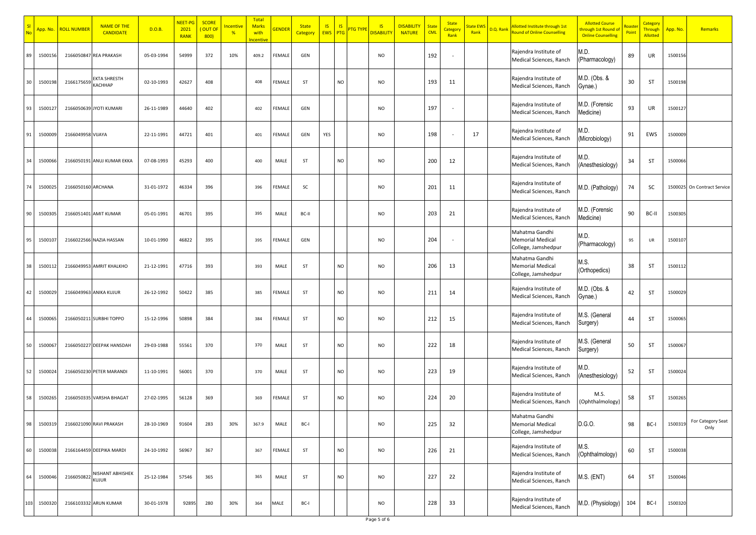| Sl No | App. No. | ROLL NUMBER | NAME OF THE CANDIDATE | D.O.B. | NEET-PG 2021 RANK | SCORE ( OUT OF 800) | Incentive % | Total Marks with Incentive | GENDER | State Category | IS EWS | IS PTG | PTG TYPE | IS DISABILITY | DISABILITY NATURE | State CML | State Category Rank | State EWS Rank | D.Q. Rank | Allotted Institute through 1st Round of Online Counselling | Allotted Course through 1st Round of Online Counselling | Roaster Point | Category Through Allotted | App. No. | Remarks |
|---|---|---|---|---|---|---|---|---|---|---|---|---|---|---|---|---|---|---|---|---|---|---|---|---|---|
| 89 | 1500156 | 2166050847 | REA PRAKASH | 05-03-1994 | 54999 | 372 | 10% | 409.2 | FEMALE | GEN | | | | NO | | 192 | - | | | Rajendra Institute of Medical Sciences, Ranch | M.D. (Pharmacology) | 89 | UR | 1500156 | |
| 30 | 1500198 | 2166175659 | EKTA SHRESTH KACHHAP | 02-10-1993 | 42627 | 408 | | 408 | FEMALE | ST | | NO | | NO | | 193 | 11 | | | Rajendra Institute of Medical Sciences, Ranch | M.D. (Obs. & Gynae.) | 30 | ST | 1500198 | |
| 93 | 1500127 | 2166050639 | JYOTI KUMARI | 26-11-1989 | 44640 | 402 | | 402 | FEMALE | GEN | | | | NO | | 197 | - | | | Rajendra Institute of Medical Sciences, Ranch | M.D. (Forensic Medicine) | 93 | UR | 1500127 | |
| 91 | 1500009 | 2166049958 | VIJAYA | 22-11-1991 | 44721 | 401 | | 401 | FEMALE | GEN | YES | | | NO | | 198 | - | 17 | | Rajendra Institute of Medical Sciences, Ranch | M.D. (Microbiology) | 91 | EWS | 1500009 | |
| 34 | 1500066 | 2166050191 | ANUJ KUMAR EKKA | 07-08-1993 | 45293 | 400 | | 400 | MALE | ST | | NO | | NO | | 200 | 12 | | | Rajendra Institute of Medical Sciences, Ranch | M.D. (Anesthesiology) | 34 | ST | 1500066 | |
| 74 | 1500025 | 2166050160 | ARCHANA | 31-01-1972 | 46334 | 396 | | 396 | FEMALE | SC | | | | NO | | 201 | 11 | | | Rajendra Institute of Medical Sciences, Ranch | M.D. (Pathology) | 74 | SC | 1500025 | On Contract Service |
| 90 | 1500305 | 2166051401 | AMIT KUMAR | 05-01-1991 | 46701 | 395 | | 395 | MALE | BC-II | | | | NO | | 203 | 21 | | | Rajendra Institute of Medical Sciences, Ranch | M.D. (Forensic Medicine) | 90 | BC-II | 1500305 | |
| 95 | 1500107 | 2166022566 | NAZIA HASSAN | 10-01-1990 | 46822 | 395 | | 395 | FEMALE | GEN | | | | NO | | 204 | - | | | Mahatma Gandhi Memorial Medical College, Jamshedpur | M.D. (Pharmacology) | 95 | UR | 1500107 | |
| 38 | 1500112 | 2166049953 | AMRIT KHALKHO | 21-12-1991 | 47716 | 393 | | 393 | MALE | ST | | NO | | NO | | 206 | 13 | | | Mahatma Gandhi Memorial Medical College, Jamshedpur | M.S. (Orthopedics) | 38 | ST | 1500112 | |
| 42 | 1500029 | 2166049963 | ANIKA KUJUR | 26-12-1992 | 50422 | 385 | | 385 | FEMALE | ST | | NO | | NO | | 211 | 14 | | | Rajendra Institute of Medical Sciences, Ranch | M.D. (Obs. & Gynae.) | 42 | ST | 1500029 | |
| 44 | 1500065 | 2166050211 | SURBHI TOPPO | 15-12-1996 | 50898 | 384 | | 384 | FEMALE | ST | | NO | | NO | | 212 | 15 | | | Rajendra Institute of Medical Sciences, Ranch | M.S. (General Surgery) | 44 | ST | 1500065 | |
| 50 | 1500067 | 2166050227 | DEEPAK HANSDAH | 29-03-1988 | 55561 | 370 | | 370 | MALE | ST | | NO | | NO | | 222 | 18 | | | Rajendra Institute of Medical Sciences, Ranch | M.S. (General Surgery) | 50 | ST | 1500067 | |
| 52 | 1500024 | 2166050230 | PETER MARANDI | 11-10-1991 | 56001 | 370 | | 370 | MALE | ST | | NO | | NO | | 223 | 19 | | | Rajendra Institute of Medical Sciences, Ranch | M.D. (Anesthesiology) | 52 | ST | 1500024 | |
| 58 | 1500265 | 2166050335 | VARSHA BHAGAT | 27-02-1995 | 56128 | 369 | | 369 | FEMALE | ST | | NO | | NO | | 224 | 20 | | | Rajendra Institute of Medical Sciences, Ranch | M.S. (Ophthalmology) | 58 | ST | 1500265 | |
| 98 | 1500319 | 2166021090 | RAVI PRAKASH | 28-10-1969 | 91604 | 283 | 30% | 367.9 | MALE | BC-I | | | | NO | | 225 | 32 | | | Mahatma Gandhi Memorial Medical College, Jamshedpur | D.G.O. | 98 | BC-I | 1500319 | For Category Seat Only |
| 60 | 1500038 | 2166164459 | DEEPIKA MARDI | 24-10-1992 | 56967 | 367 | | 367 | FEMALE | ST | | NO | | NO | | 226 | 21 | | | Rajendra Institute of Medical Sciences, Ranch | M.S. (Ophthalmology) | 60 | ST | 1500038 | |
| 64 | 1500046 | 2166050822 | NISHANT ABHISHEK KUJUR | 25-12-1984 | 57546 | 365 | | 365 | MALE | ST | | NO | | NO | | 227 | 22 | | | Rajendra Institute of Medical Sciences, Ranch | M.S. (ENT) | 64 | ST | 1500046 | |
| 103 | 1500320 | 2166103332 | ARUN KUMAR | 30-01-1978 | 92895 | 280 | 30% | 364 | MALE | BC-I | | | | NO | | 228 | 33 | | | Rajendra Institute of Medical Sciences, Ranch | M.D. (Physiology) | 104 | BC-I | 1500320 | |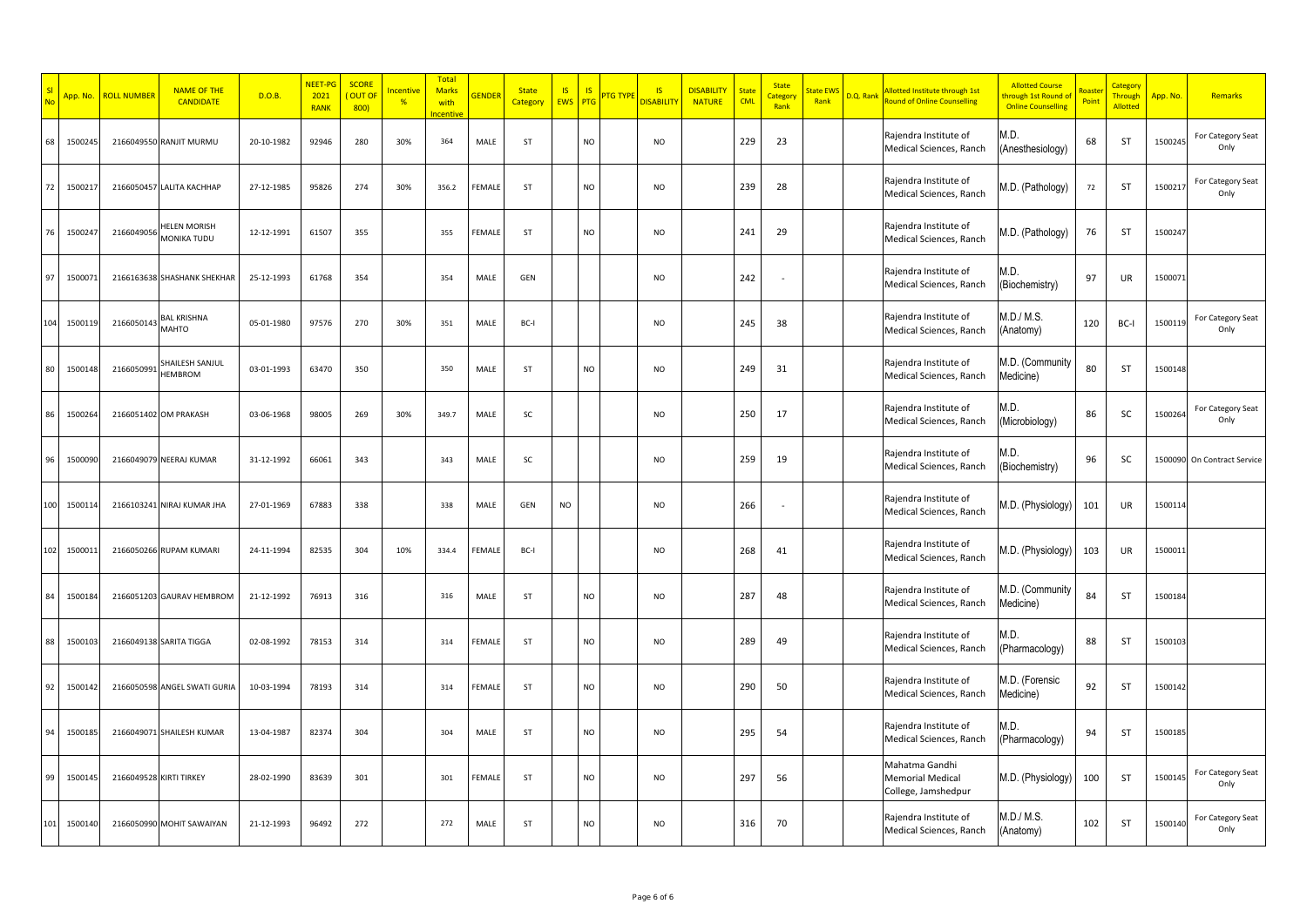| Sl No | App. No. | ROLL NUMBER | NAME OF THE CANDIDATE | D.O.B. | NEET-PG 2021 RANK | SCORE ( OUT OF 800) | Incentive % | Total Marks with Incentive | GENDER | State Category | IS EWS | IS PTG | PTG TYPE | IS DISABILITY | DISABILITY NATURE | State CML | State Category Rank | State EWS Rank | D.Q. Rank | Allotted Institute through 1st Round of Online Counselling | Allotted Course through 1st Round of Online Counselling | Roaster Point | Category Through Allotted | App. No. | Remarks |
|---|---|---|---|---|---|---|---|---|---|---|---|---|---|---|---|---|---|---|---|---|---|---|---|---|---|
| 68 | 1500245 | 2166049550 | RANJIT MURMU | 20-10-1982 | 92946 | 280 | 30% | 364 | MALE | ST | | NO | | NO | | 229 | 23 | | | Rajendra Institute of Medical Sciences, Ranch | M.D. (Anesthesiology) | 68 | ST | 1500245 | For Category Seat Only |
| 72 | 1500217 | 2166050457 | LALITA KACHHAP | 27-12-1985 | 95826 | 274 | 30% | 356.2 | FEMALE | ST | | NO | | NO | | 239 | 28 | | | Rajendra Institute of Medical Sciences, Ranch | M.D. (Pathology) | 72 | ST | 1500217 | For Category Seat Only |
| 76 | 1500247 | 2166049056 | HELEN MORISH MONIKA TUDU | 12-12-1991 | 61507 | 355 | | 355 | FEMALE | ST | | NO | | NO | | 241 | 29 | | | Rajendra Institute of Medical Sciences, Ranch | M.D. (Pathology) | 76 | ST | 1500247 | |
| 97 | 1500071 | 2166163638 | SHASHANK SHEKHAR | 25-12-1993 | 61768 | 354 | | 354 | MALE | GEN | | | | NO | | 242 | - | | | Rajendra Institute of Medical Sciences, Ranch | M.D. (Biochemistry) | 97 | UR | 1500071 | |
| 104 | 1500119 | 2166050143 | BAL KRISHNA MAHTO | 05-01-1980 | 97576 | 270 | 30% | 351 | MALE | BC-I | | | | NO | | 245 | 38 | | | Rajendra Institute of Medical Sciences, Ranch | M.D./ M.S. (Anatomy) | 120 | BC-I | 1500119 | For Category Seat Only |
| 80 | 1500148 | 2166050991 | SHAILESH SANJUL HEMBROM | 03-01-1993 | 63470 | 350 | | 350 | MALE | ST | | NO | | NO | | 249 | 31 | | | Rajendra Institute of Medical Sciences, Ranch | M.D. (Community Medicine) | 80 | ST | 1500148 | |
| 86 | 1500264 | 2166051402 | OM PRAKASH | 03-06-1968 | 98005 | 269 | 30% | 349.7 | MALE | SC | | | | NO | | 250 | 17 | | | Rajendra Institute of Medical Sciences, Ranch | M.D. (Microbiology) | 86 | SC | 1500264 | For Category Seat Only |
| 96 | 1500090 | 2166049079 | NEERAJ KUMAR | 31-12-1992 | 66061 | 343 | | 343 | MALE | SC | | | | NO | | 259 | 19 | | | Rajendra Institute of Medical Sciences, Ranch | M.D. (Biochemistry) | 96 | SC | 1500090 | On Contract Service |
| 100 | 1500114 | 2166103241 | NIRAJ KUMAR JHA | 27-01-1969 | 67883 | 338 | | 338 | MALE | GEN | NO | | | NO | | 266 | - | | | Rajendra Institute of Medical Sciences, Ranch | M.D. (Physiology) | 101 | UR | 1500114 | |
| 102 | 1500011 | 2166050266 | RUPAM KUMARI | 24-11-1994 | 82535 | 304 | 10% | 334.4 | FEMALE | BC-I | | | | NO | | 268 | 41 | | | Rajendra Institute of Medical Sciences, Ranch | M.D. (Physiology) | 103 | UR | 1500011 | |
| 84 | 1500184 | 2166051203 | GAURAV HEMBROM | 21-12-1992 | 76913 | 316 | | 316 | MALE | ST | | NO | | NO | | 287 | 48 | | | Rajendra Institute of Medical Sciences, Ranch | M.D. (Community Medicine) | 84 | ST | 1500184 | |
| 88 | 1500103 | 2166049138 | SARITA TIGGA | 02-08-1992 | 78153 | 314 | | 314 | FEMALE | ST | | NO | | NO | | 289 | 49 | | | Rajendra Institute of Medical Sciences, Ranch | M.D. (Pharmacology) | 88 | ST | 1500103 | |
| 92 | 1500142 | 2166050598 | ANGEL SWATI GURIA | 10-03-1994 | 78193 | 314 | | 314 | FEMALE | ST | | NO | | NO | | 290 | 50 | | | Rajendra Institute of Medical Sciences, Ranch | M.D. (Forensic Medicine) | 92 | ST | 1500142 | |
| 94 | 1500185 | 2166049071 | SHAILESH KUMAR | 13-04-1987 | 82374 | 304 | | 304 | MALE | ST | | NO | | NO | | 295 | 54 | | | Rajendra Institute of Medical Sciences, Ranch | M.D. (Pharmacology) | 94 | ST | 1500185 | |
| 99 | 1500145 | 2166049528 | KIRTI TIRKEY | 28-02-1990 | 83639 | 301 | | 301 | FEMALE | ST | | NO | | NO | | 297 | 56 | | | Mahatma Gandhi Memorial Medical College, Jamshedpur | M.D. (Physiology) | 100 | ST | 1500145 | For Category Seat Only |
| 101 | 1500140 | 2166050990 | MOHIT SAWAIYAN | 21-12-1993 | 96492 | 272 | | 272 | MALE | ST | | NO | | NO | | 316 | 70 | | | Rajendra Institute of Medical Sciences, Ranch | M.D./ M.S. (Anatomy) | 102 | ST | 1500140 | For Category Seat Only |